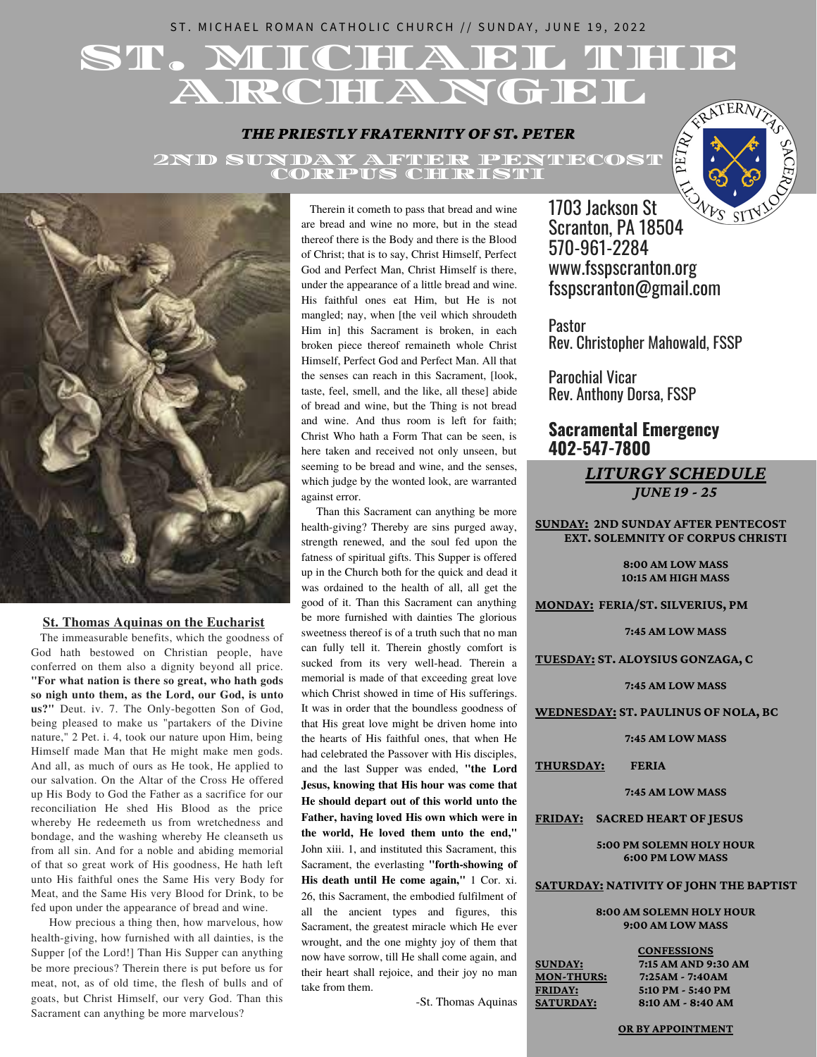ST. MICHAEL ROMAN CATHOLIC CHURCH // SUNDAY, JUNE 19, 2022

# ST. MICHAEL THE ARCHANGEL

***THE PRIESTLY FRATERNITY OF ST. PETER***

## 2ND SUNDAY AFTER PENTECOST CORPUS CHRISTI

### St. Thomas Aquinas on the Eucharist

The immeasurable benefits, which the goodness of God hath bestowed on Christian people, have conferred on them also a dignity beyond all price. **"For what nation is there so great, who hath gods so nigh unto them, as the Lord, our God, is unto us?"** Deut. iv. 7. The Only-begotten Son of God, being pleased to make us "partakers of the Divine nature," 2 Pet. i. 4, took our nature upon Him, being Himself made Man that He might make men gods. And all, as much of ours as He took, He applied to our salvation. On the Altar of the Cross He offered up His Body to God the Father as a sacrifice for our reconciliation He shed His Blood as the price whereby He redeemeth us from wretchedness and bondage, and the washing whereby He cleanseth us from all sin. And for a noble and abiding memorial of that so great work of His goodness, He hath left unto His faithful ones the Same His very Body for Meat, and the Same His very Blood for Drink, to be fed upon under the appearance of bread and wine.

How precious a thing then, how marvelous, how health-giving, how furnished with all dainties, is the Supper [of the Lord!] Than His Supper can anything be more precious? Therein there is put before us for meat, not, as of old time, the flesh of bulls and of goats, but Christ Himself, our very God. Than this Sacrament can anything be more marvelous?

Therein it cometh to pass that bread and wine are bread and wine no more, but in the stead thereof there is the Body and there is the Blood of Christ; that is to say, Christ Himself, Perfect God and Perfect Man, Christ Himself is there, under the appearance of a little bread and wine. His faithful ones eat Him, but He is not mangled; nay, when [the veil which shroudeth Him in] this Sacrament is broken, in each broken piece thereof remaineth whole Christ Himself, Perfect God and Perfect Man. All that the senses can reach in this Sacrament, [look, taste, feel, smell, and the like, all these] abide of bread and wine, but the Thing is not bread and wine. And thus room is left for faith; Christ Who hath a Form That can be seen, is here taken and received not only unseen, but seeming to be bread and wine, and the senses, which judge by the wonted look, are warranted against error.

Than this Sacrament can anything be more health-giving? Thereby are sins purged away, strength renewed, and the soul fed upon the fatness of spiritual gifts. This Supper is offered up in the Church both for the quick and dead it was ordained to the health of all, all get the good of it. Than this Sacrament can anything be more furnished with dainties The glorious sweetness thereof is of a truth such that no man can fully tell it. Therein ghostly comfort is sucked from its very well-head. Therein a memorial is made of that exceeding great love which Christ showed in time of His sufferings. It was in order that the boundless goodness of that His great love might be driven home into the hearts of His faithful ones, that when He had celebrated the Passover with His disciples, and the last Supper was ended, **"the Lord Jesus, knowing that His hour was come that He should depart out of this world unto the Father, having loved His own which were in the world, He loved them unto the end,"** John xiii. 1, and instituted this Sacrament, this Sacrament, the everlasting **"forth-showing of His death until He come again,"** 1 Cor. xi. 26, this Sacrament, the embodied fulfilment of all the ancient types and figures, this Sacrament, the greatest miracle which He ever wrought, and the one mighty joy of them that now have sorrow, till He shall come again, and their heart shall rejoice, and their joy no man take from them.

-St. Thomas Aquinas

---

1703 Jackson St
Scranton, PA 18504
570-961-2284
www.fsspscranton.org
fsspscranton@gmail.com

Pastor
Rev. Christopher Mahowald, FSSP

Parochial Vicar
Rev. Anthony Dorsa, FSSP

**Sacramental Emergency**
**402-547-7800**

### *LITURGY SCHEDULE*
***JUNE 19 - 25***

**SUNDAY: 2ND SUNDAY AFTER PENTECOST EXT. SOLEMNITY OF CORPUS CHRISTI**
8:00 AM LOW MASS
10:15 AM HIGH MASS

**MONDAY: FERIA/ST. SILVERIUS, PM**
7:45 AM LOW MASS

**TUESDAY: ST. ALOYSIUS GONZAGA, C**
7:45 AM LOW MASS

**WEDNESDAY: ST. PAULINUS OF NOLA, BC**
7:45 AM LOW MASS

**THURSDAY: FERIA**
7:45 AM LOW MASS

**FRIDAY: SACRED HEART OF JESUS**
5:00 PM SOLEMN HOLY HOUR
6:00 PM LOW MASS

**SATURDAY: NATIVITY OF JOHN THE BAPTIST**
8:00 AM SOLEMN HOLY HOUR
9:00 AM LOW MASS

**CONFESSIONS**

| | |
|---|---|
| SUNDAY: | 7:15 AM AND 9:30 AM |
| MON-THURS: | 7:25AM - 7:40AM |
| FRIDAY: | 5:10 PM - 5:40 PM |
| SATURDAY: | 8:10 AM - 8:40 AM |

**OR BY APPOINTMENT**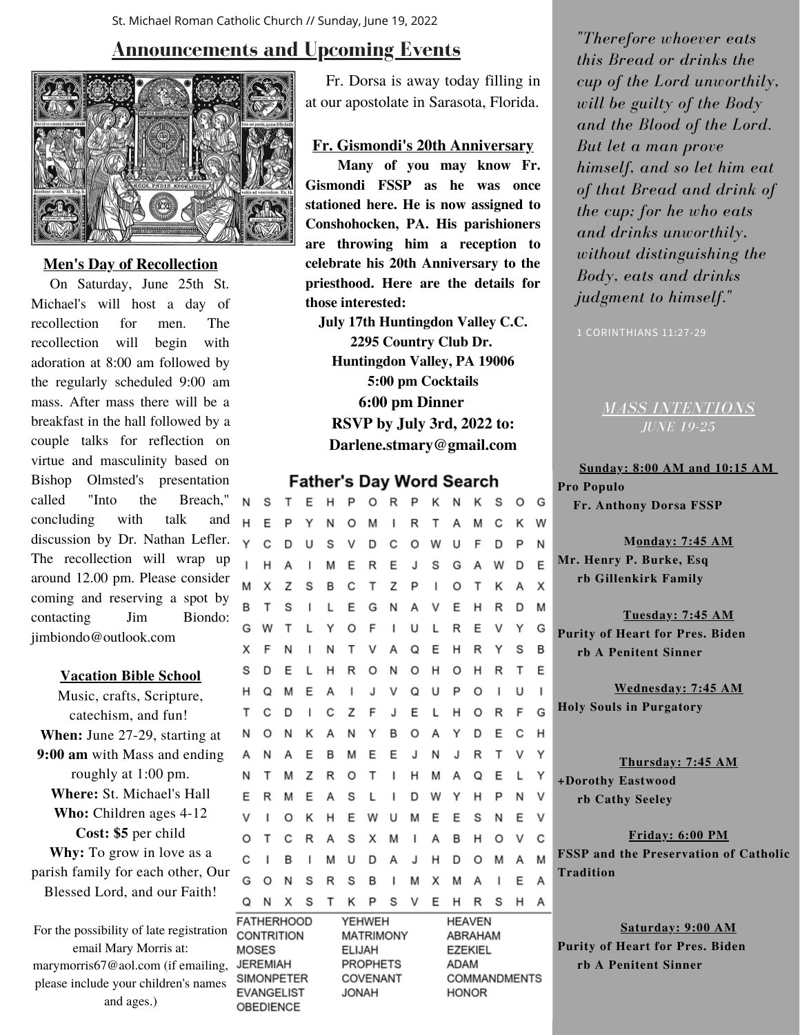St. Michael Roman Catholic Church // Sunday, June 19, 2022

# Announcements and Upcoming Events

### Men's Day of Recollection

On Saturday, June 25th St. Michael's will host a day of recollection for men. The recollection will begin with adoration at 8:00 am followed by the regularly scheduled 9:00 am mass. After mass there will be a breakfast in the hall followed by a couple talks for reflection on virtue and masculinity based on Bishop Olmsted's presentation called "Into the Breach," concluding with talk and discussion by Dr. Nathan Lefler. The recollection will wrap up around 12.00 pm. Please consider coming and reserving a spot by contacting Jim Biondo: jimbiondo@outlook.com

### Vacation Bible School

Music, crafts, Scripture, catechism, and fun!

**When:** June 27-29, starting at **9:00 am** with Mass and ending roughly at 1:00 pm.

**Where:** St. Michael's Hall

**Who:** Children ages 4-12

**Cost: $5** per child

**Why:** To grow in love as a parish family for each other, Our Blessed Lord, and our Faith!

For the possibility of late registration email Mary Morris at: marymorris67@aol.com (if emailing, please include your children's names and ages.)

Fr. Dorsa is away today filling in at our apostolate in Sarasota, Florida.

### Fr. Gismondi's 20th Anniversary

**Many of you may know Fr. Gismondi FSSP as he was once stationed here. He is now assigned to Conshohocken, PA. His parishioners are throwing him a reception to celebrate his 20th Anniversary to the priesthood. Here are the details for those interested:**

**July 17th Huntingdon Valley C.C.**
**2295 Country Club Dr.**
**Huntingdon Valley, PA 19006**
**5:00 pm Cocktails**
**6:00 pm Dinner**
**RSVP by July 3rd, 2022 to:**
**Darlene.stmary@gmail.com**

### Father's Day Word Search

```
N S T E H P O R P K N K S O G
H E P Y N O M I R T A M C K W
Y C D U S V D C O W U F D P N
I H A I M E R E J S G A W D E
M X Z S B C T Z P I O T K A X
B T S I L E G N A V E H R D M
G W T L Y O F I U L R E V Y G
X F N I N T V A Q E H R Y S B
S D E L H R O N O H O H R T E
H Q M E A I J V Q U P O I U I
T C D I C Z F J E L H O R F G
N O N K A N Y B O A Y D E C H
A N A E B M E E J N J R T V Y
N T M Z R O T I H M A Q E L Y
E R M E A S L I D W Y H P N V
V I O K H E W U M E E S N E V
O T C R A S X M I A B H O V C
C I B I M U D A J H D O M A M
G O N S R S B I M X M A I E A
Q N X S T K P S V E H R S H A
```

FATHERHOOD, YEHWEH, HEAVEN, CONTRITION, MATRIMONY, ABRAHAM, MOSES, ELIJAH, EZEKIEL, JEREMIAH, PROPHETS, ADAM, SIMONPETER, COVENANT, COMMANDMENTS, EVANGELIST, JONAH, HONOR, OBEDIENCE

*"Therefore whoever eats this Bread or drinks the cup of the Lord unworthily, will be guilty of the Body and the Blood of the Lord. But let a man prove himself, and so let him eat of that Bread and drink of the cup; for he who eats and drinks unworthily, without distinguishing the Body, eats and drinks judgment to himself."*

1 CORINTHIANS 11:27-29

### *MASS INTENTIONS*
*JUNE 19-25*

**Sunday: 8:00 AM and 10:15 AM**
**Pro Populo**
**Fr. Anthony Dorsa FSSP**

**Monday: 7:45 AM**
**Mr. Henry P. Burke, Esq**
**rb Gillenkirk Family**

**Tuesday: 7:45 AM**
**Purity of Heart for Pres. Biden**
**rb A Penitent Sinner**

**Wednesday: 7:45 AM**
**Holy Souls in Purgatory**

**Thursday: 7:45 AM**
**+Dorothy Eastwood**
**rb Cathy Seeley**

**Friday: 6:00 PM**
**FSSP and the Preservation of Catholic Tradition**

**Saturday: 9:00 AM**
**Purity of Heart for Pres. Biden**
**rb A Penitent Sinner**